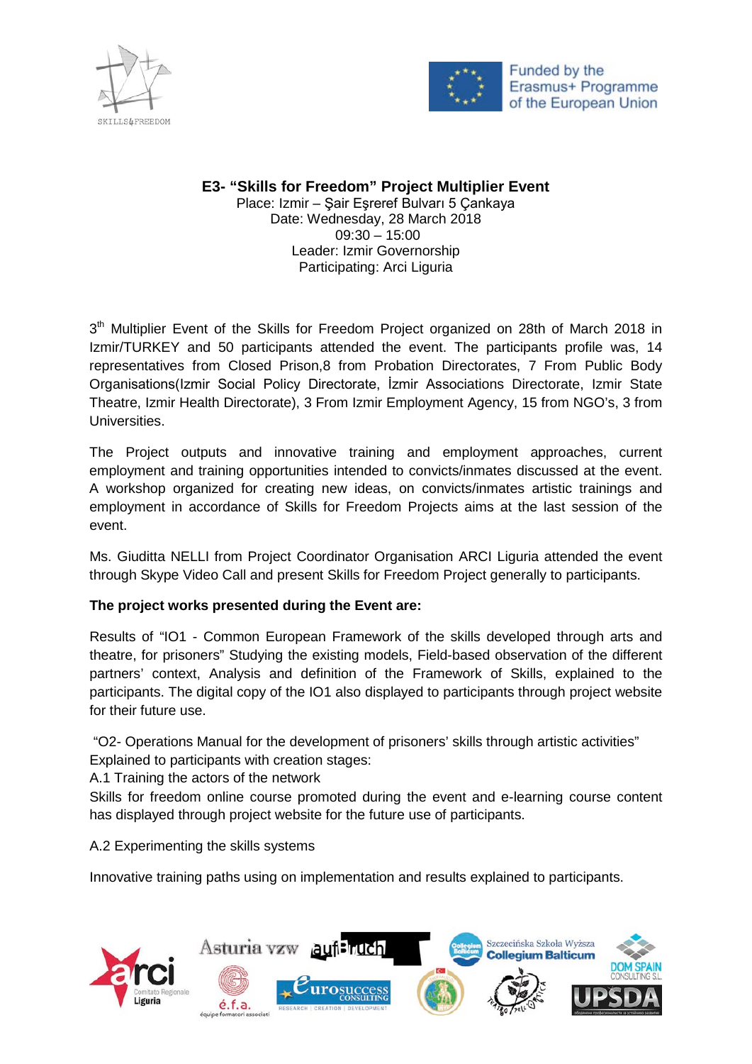**E3- "Skills for Freedom" Project Multiplier Event**

Place: Izmir – Şair Eşreref Bulvarı 5 Çankaya
Date: Wednesday, 28 March 2018
09:30 – 15:00
Leader: Izmir Governorship
Participating: Arci Liguria

3[th] Multiplier Event of the Skills for Freedom Project organized on 28th of March 2018 in Izmir/TURKEY and 50 participants attended the event. The participants profile was, 14 representatives from Closed Prison,8 from Probation Directorates, 7 From Public Body Organisations(Izmir Social Policy Directorate, İzmir Associations Directorate, Izmir State Theatre, Izmir Health Directorate), 3 From Izmir Employment Agency, 15 from NGO's, 3 from Universities.

The Project outputs and innovative training and employment approaches, current employment and training opportunities intended to convicts/inmates discussed at the event. A workshop organized for creating new ideas, on convicts/inmates artistic trainings and employment in accordance of Skills for Freedom Projects aims at the last session of the event.

Ms. Giuditta NELLI from Project Coordinator Organisation ARCI Liguria attended the event through Skype Video Call and present Skills for Freedom Project generally to participants.

**The project works presented during the Event are:**

Results of "IO1 - Common European Framework of the skills developed through arts and theatre, for prisoners" Studying the existing models, Field-based observation of the different partners' context, Analysis and definition of the Framework of Skills, explained to the participants. The digital copy of the IO1 also displayed to participants through project website for their future use.

"O2- Operations Manual for the development of prisoners' skills through artistic activities" Explained to participants with creation stages:

A.1 Training the actors of the network

Skills for freedom online course promoted during the event and e-learning course content has displayed through project website for the future use of participants.

A.2 Experimenting the skills systems

Innovative training paths using on implementation and results explained to participants.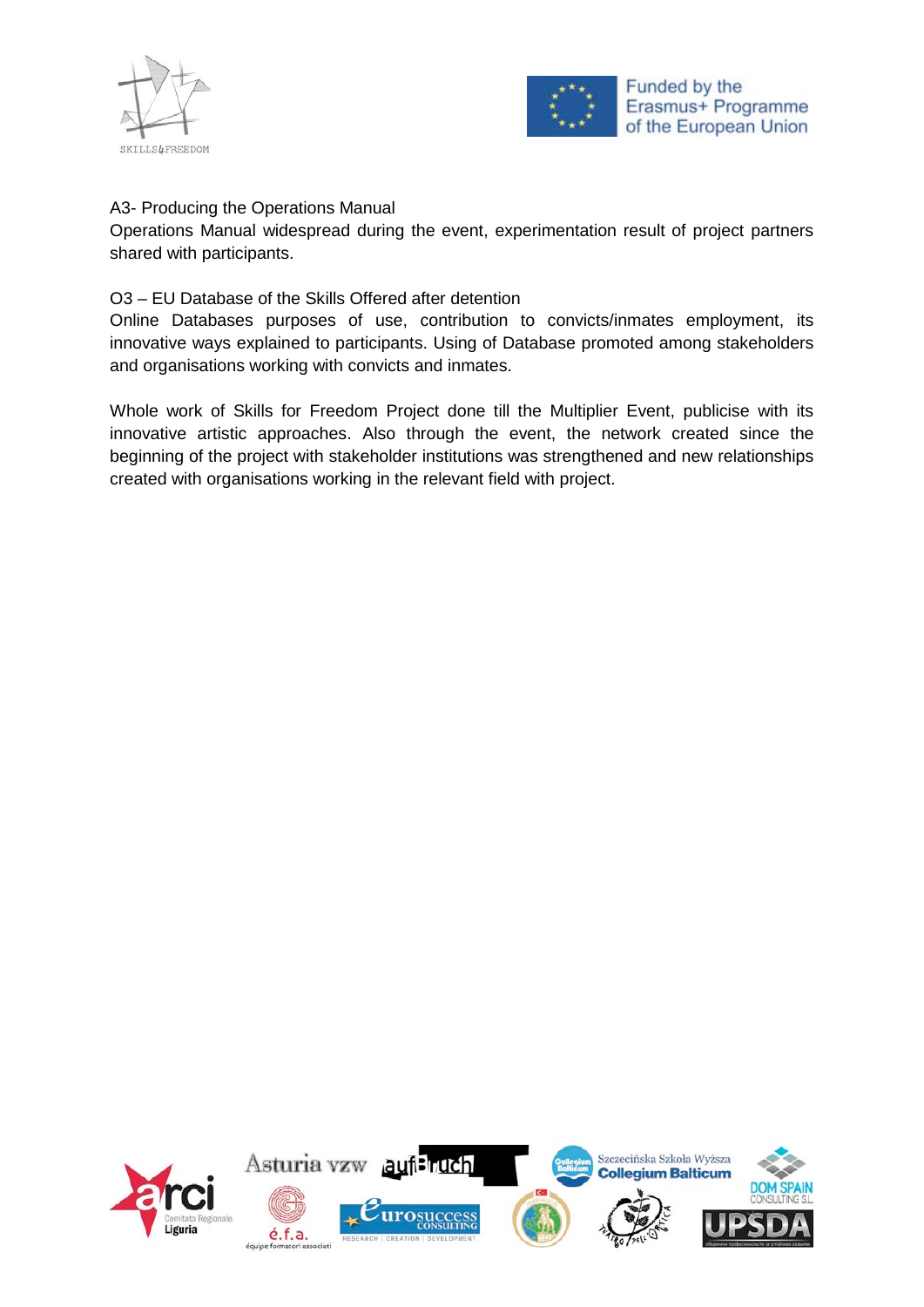A3- Producing the Operations Manual
Operations Manual widespread during the event, experimentation result of project partners shared with participants.

O3 – EU Database of the Skills Offered after detention
Online Databases purposes of use, contribution to convicts/inmates employment, its innovative ways explained to participants. Using of Database promoted among stakeholders and organisations working with convicts and inmates.

Whole work of Skills for Freedom Project done till the Multiplier Event, publicise with its innovative artistic approaches. Also through the event, the network created since the beginning of the project with stakeholder institutions was strengthened and new relationships created with organisations working in the relevant field with project.